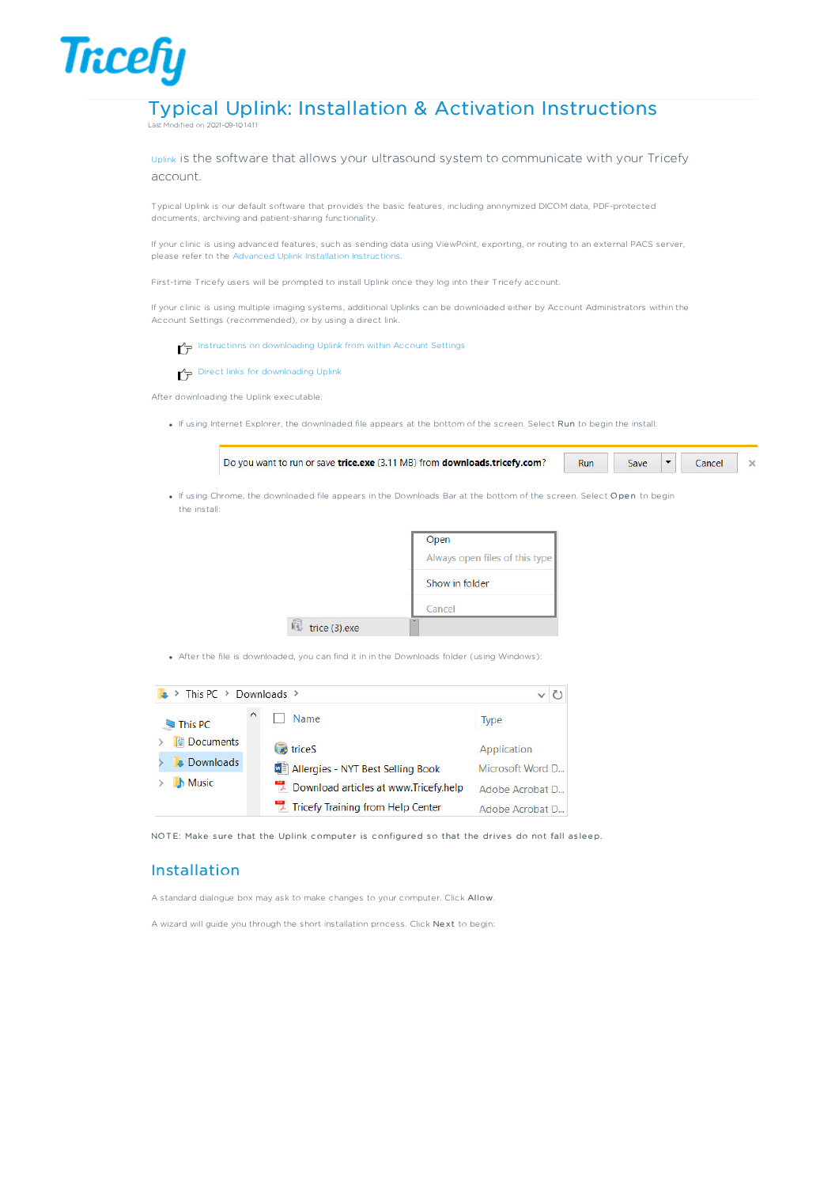# Typical Uplink: Installation & Activation Instructions

Last Modified on 2021-09-10 14:11

Uplink is the software that allows your ultrasound system to communicate with your Tricefy account.

Typical Uplink is our default software that provides the basic features, including anonymized DICOM data, PDF-protected documents, archiving and patient-sharing functionality.

If your clinic is using advanced features, such as sending data using ViewPoint, exporting, or routing to an external PACS server, please refer to the Advanced Uplink Installation Instructions.

First-time Tricefy users will be prompted to install Uplink once they log into their Tricefy account.

If your clinic is using multiple imaging systems, additional Uplinks can be downloaded either by Account Administrators within the Account Settings (recommended), or by using a direct link.

Instructions on downloading Uplink from within Account Settings

Direct links for downloading Uplink

After downloading the Uplink executable:

- If using Internet Explorer, the downloaded file appears at the bottom of the screen. Select **Run** to begin the install:

Do you want to run or save **trice.exe** (3.11 MB) from **downloads.tricefy.com**? Run Save Cancel

- If using Chrome, the downloaded file appears in the Downloads Bar at the bottom of the screen. Select **Open** to begin the install:

Open
Always open files of this type
Show in folder
Cancel
trice (3).exe

- After the file is downloaded, you can find it in the Downloads folder (using Windows):

This PC > Downloads >

| Name | Type |
|---|---|
| triceS | Application |
| Allergies - NYT Best Selling Book | Microsoft Word D... |
| Download articles at www.Tricefy.help | Adobe Acrobat D... |
| Tricefy Training from Help Center | Adobe Acrobat D... |

NOTE: Make sure that the Uplink computer is configured so that the drives do not fall asleep.

## Installation

A standard dialogue box may ask to make changes to your computer. Click **Allow**.

A wizard will guide you through the short installation process. Click **Next** to begin: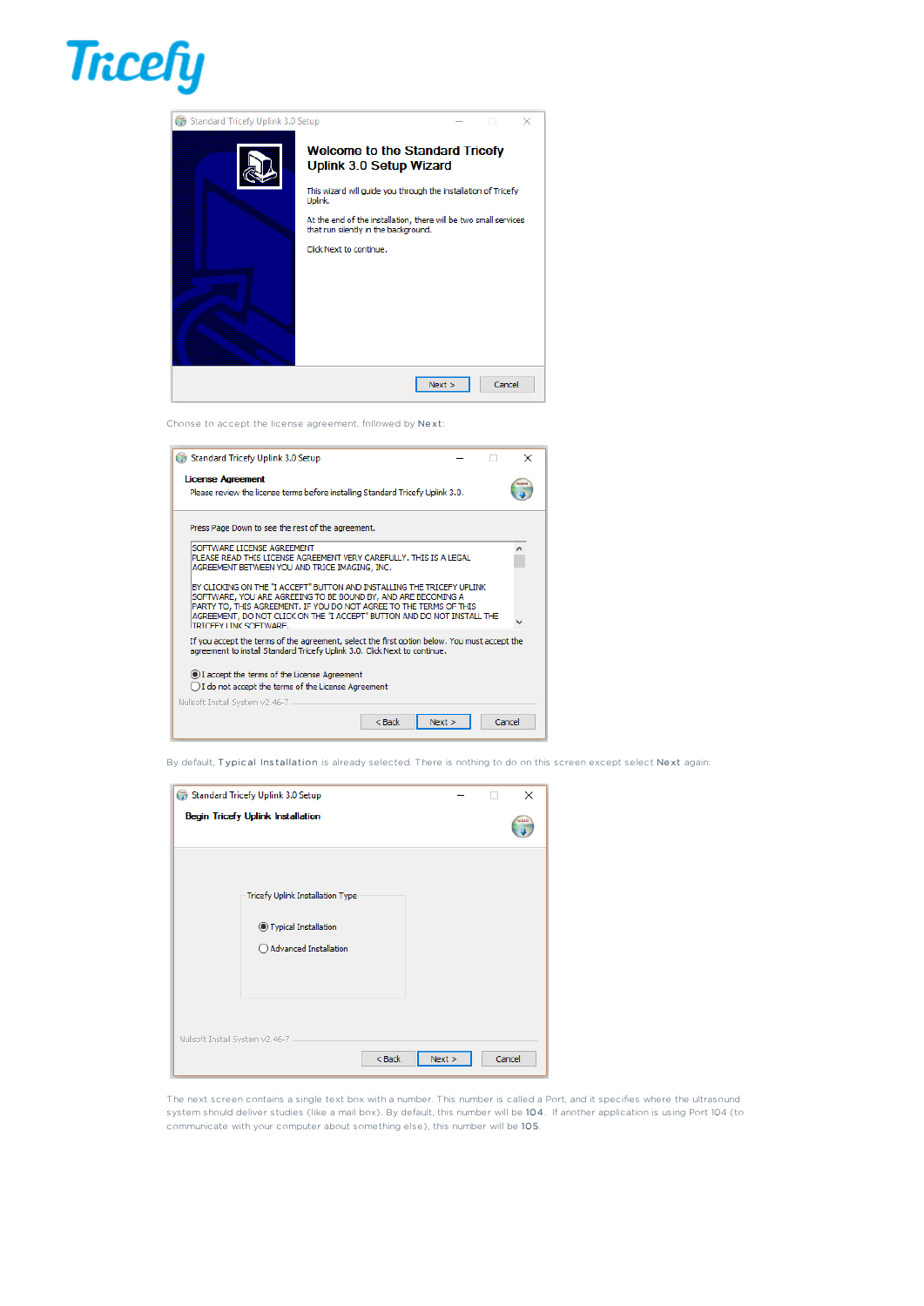Choose to accept the license agreement, followed by **Next**:

By default, **Typical Installation** is already selected. There is nothing to do on this screen except select **Next** again:

The next screen contains a single text box with a number. This number is called a Port, and it specifies where the ultrasound system should deliver studies (like a mail box). By default, this number will be **104**. If another application is using Port 104 (to communicate with your computer about something else), this number will be **105**.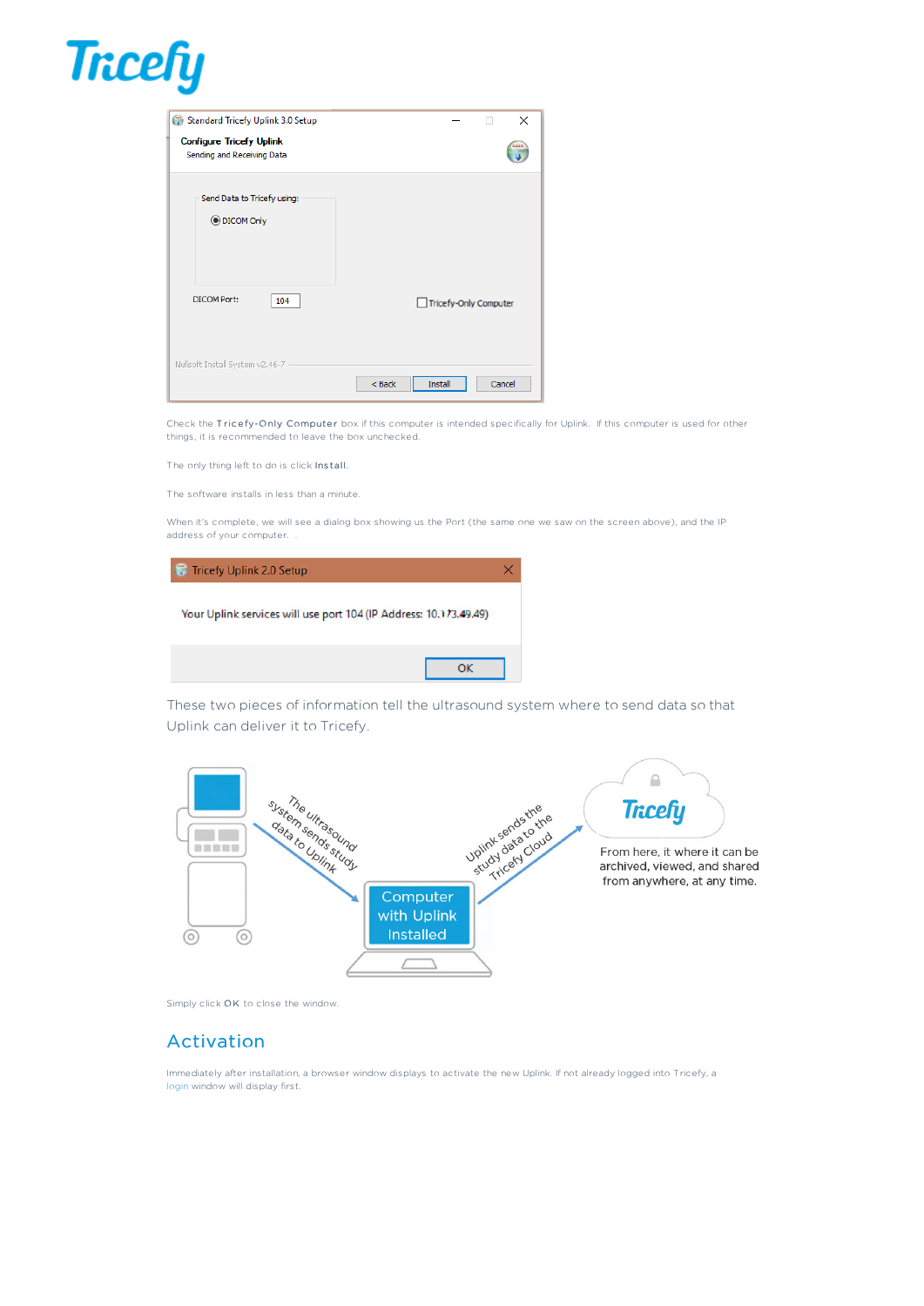Check the **Tricefy-Only Computer** box if this computer is intended specifically for Uplink. If this computer is used for other things, it is recommended to leave the box unchecked.

The only thing left to do is click **Install**.

The software installs in less than a minute.

When it's complete, we will see a dialog box showing us the Port (the same one we saw on the screen above), and the IP address of your computer.

These two pieces of information tell the ultrasound system where to send data so that Uplink can deliver it to Tricefy.

Simply click **OK** to close the window.

## Activation

Immediately after installation, a browser window displays to activate the new Uplink. If not already logged into Tricefy, a login window will display first.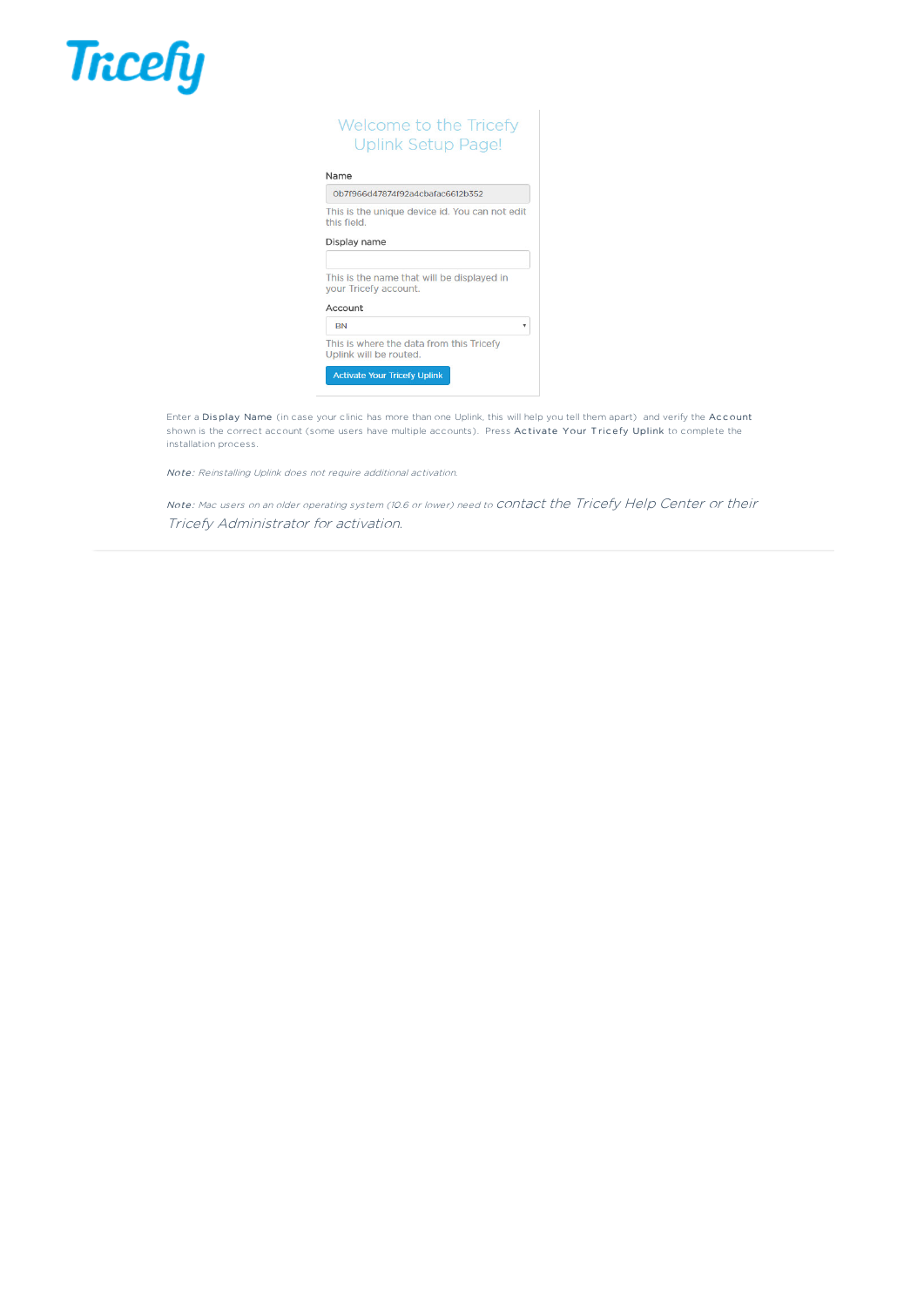Welcome to the Tricefy Uplink Setup Page!

Name

0b7f966d47874f92a4cbafac6612b352

This is the unique device id. You can not edit this field.

Display name

This is the name that will be displayed in your Tricefy account.

Account

BN

This is where the data from this Tricefy Uplink will be routed.

Activate Your Tricefy Uplink

Enter a **Display Name** (in case your clinic has more than one Uplink, this will help you tell them apart) and verify the **Account** shown is the correct account (some users have multiple accounts). Press **Activate Your Tricefy Uplink** to complete the installation process.

***Note:*** *Reinstalling Uplink does not require additional activation.*

***Note:*** *Mac users on an older operating system (10.6 or lower) need to contact the Tricefy Help Center or their Tricefy Administrator for activation.*